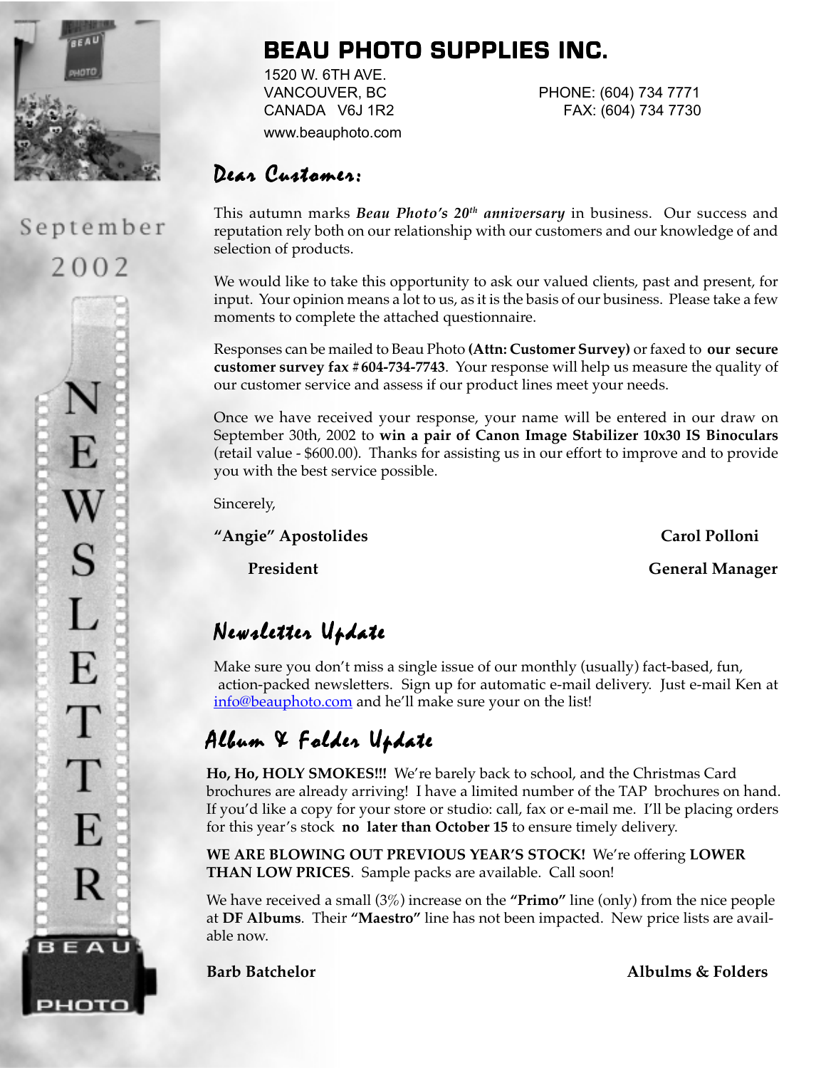# BEAU PHOTO SUPPLIES INC.

1520 W. 6TH AVE.
VANCOUVER, BC
CANADA V6J 1R2
www.beauphoto.com

PHONE: (604) 734 7771
FAX: (604) 734 7730

September 2002

NEWSLETTER

## Dear Customer:

This autumn marks ***Beau Photo's 20th anniversary*** in business. Our success and reputation rely both on our relationship with our customers and our knowledge of and selection of products.

We would like to take this opportunity to ask our valued clients, past and present, for input. Your opinion means a lot to us, as it is the basis of our business. Please take a few moments to complete the attached questionnaire.

Responses can be mailed to Beau Photo **(Attn: Customer Survey)** or faxed to **our secure customer survey fax # 604-734-7743**. Your response will help us measure the quality of our customer service and assess if our product lines meet your needs.

Once we have received your response, your name will be entered in our draw on September 30th, 2002 to **win a pair of Canon Image Stabilizer 10x30 IS Binoculars** (retail value - $600.00). Thanks for assisting us in our effort to improve and to provide you with the best service possible.

Sincerely,

**"Angie" Apostolides**
**President**

**Carol Polloni**
**General Manager**

## Newsletter Update

Make sure you don't miss a single issue of our monthly (usually) fact-based, fun, action-packed newsletters. Sign up for automatic e-mail delivery. Just e-mail Ken at info@beauphoto.com and he'll make sure your on the list!

## Album & Folder Update

**Ho, Ho, HOLY SMOKES!!!** We're barely back to school, and the Christmas Card brochures are already arriving! I have a limited number of the TAP brochures on hand. If you'd like a copy for your store or studio: call, fax or e-mail me. I'll be placing orders for this year's stock **no later than October 15** to ensure timely delivery.

**WE ARE BLOWING OUT PREVIOUS YEAR'S STOCK!** We're offering **LOWER THAN LOW PRICES**. Sample packs are available. Call soon!

We have received a small (3%) increase on the **"Primo"** line (only) from the nice people at **DF Albums**. Their **"Maestro"** line has not been impacted. New price lists are available now.

**Barb Batchelor** — **Albulms & Folders**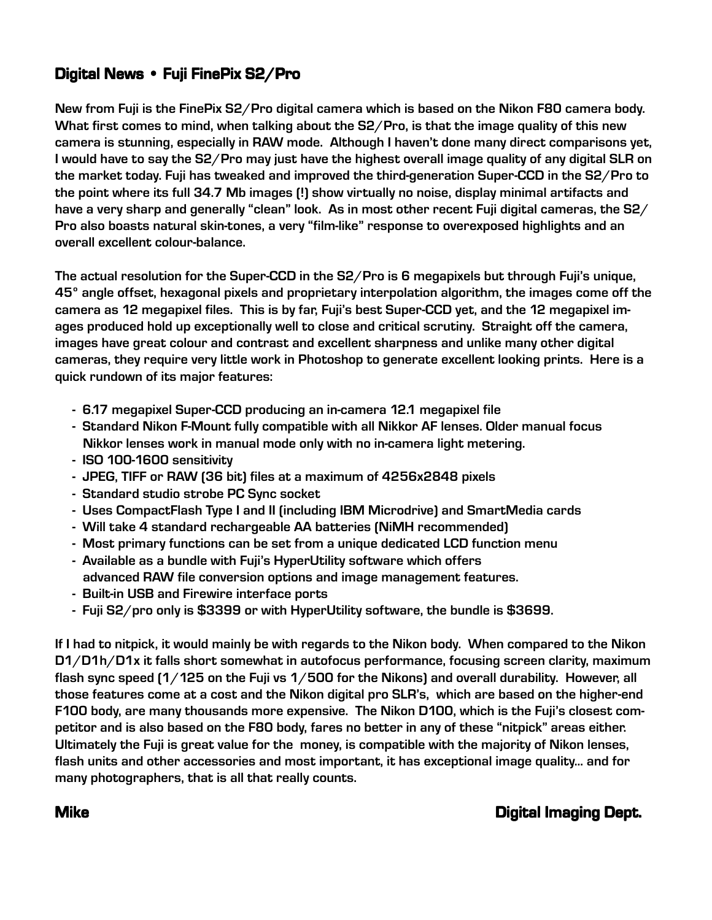## Digital News • Fuji FinePix S2/Pro

New from Fuji is the FinePix S2/Pro digital camera which is based on the Nikon F80 camera body. What first comes to mind, when talking about the S2/Pro, is that the image quality of this new camera is stunning, especially in RAW mode. Although I haven't done many direct comparisons yet, I would have to say the S2/Pro may just have the highest overall image quality of any digital SLR on the market today. Fuji has tweaked and improved the third-generation Super-CCD in the S2/Pro to the point where its full 34.7 Mb images (!) show virtually no noise, display minimal artifacts and have a very sharp and generally "clean" look. As in most other recent Fuji digital cameras, the S2/Pro also boasts natural skin-tones, a very "film-like" response to overexposed highlights and an overall excellent colour-balance.

The actual resolution for the Super-CCD in the S2/Pro is 6 megapixels but through Fuji's unique, 45° angle offset, hexagonal pixels and proprietary interpolation algorithm, the images come off the camera as 12 megapixel files. This is by far, Fuji's best Super-CCD yet, and the 12 megapixel images produced hold up exceptionally well to close and critical scrutiny. Straight off the camera, images have great colour and contrast and excellent sharpness and unlike many other digital cameras, they require very little work in Photoshop to generate excellent looking prints. Here is a quick rundown of its major features:

- 6.17 megapixel Super-CCD producing an in-camera 12.1 megapixel file
- Standard Nikon F-Mount fully compatible with all Nikkor AF lenses. Older manual focus Nikkor lenses work in manual mode only with no in-camera light metering.
- ISO 100-1600 sensitivity
- JPEG, TIFF or RAW (36 bit) files at a maximum of 4256x2848 pixels
- Standard studio strobe PC Sync socket
- Uses CompactFlash Type I and II (including IBM Microdrive) and SmartMedia cards
- Will take 4 standard rechargeable AA batteries (NiMH recommended)
- Most primary functions can be set from a unique dedicated LCD function menu
- Available as a bundle with Fuji's HyperUtility software which offers advanced RAW file conversion options and image management features.
- Built-in USB and Firewire interface ports
- Fuji S2/pro only is $3399 or with HyperUtility software, the bundle is $3699.

If I had to nitpick, it would mainly be with regards to the Nikon body. When compared to the Nikon D1/D1h/D1x it falls short somewhat in autofocus performance, focusing screen clarity, maximum flash sync speed (1/125 on the Fuji vs 1/500 for the Nikons) and overall durability. However, all those features come at a cost and the Nikon digital pro SLR's, which are based on the higher-end F100 body, are many thousands more expensive. The Nikon D100, which is the Fuji's closest competitor and is also based on the F80 body, fares no better in any of these "nitpick" areas either. Ultimately the Fuji is great value for the money, is compatible with the majority of Nikon lenses, flash units and other accessories and most important, it has exceptional image quality... and for many photographers, that is all that really counts.

**Mike** **Digital Imaging Dept.**